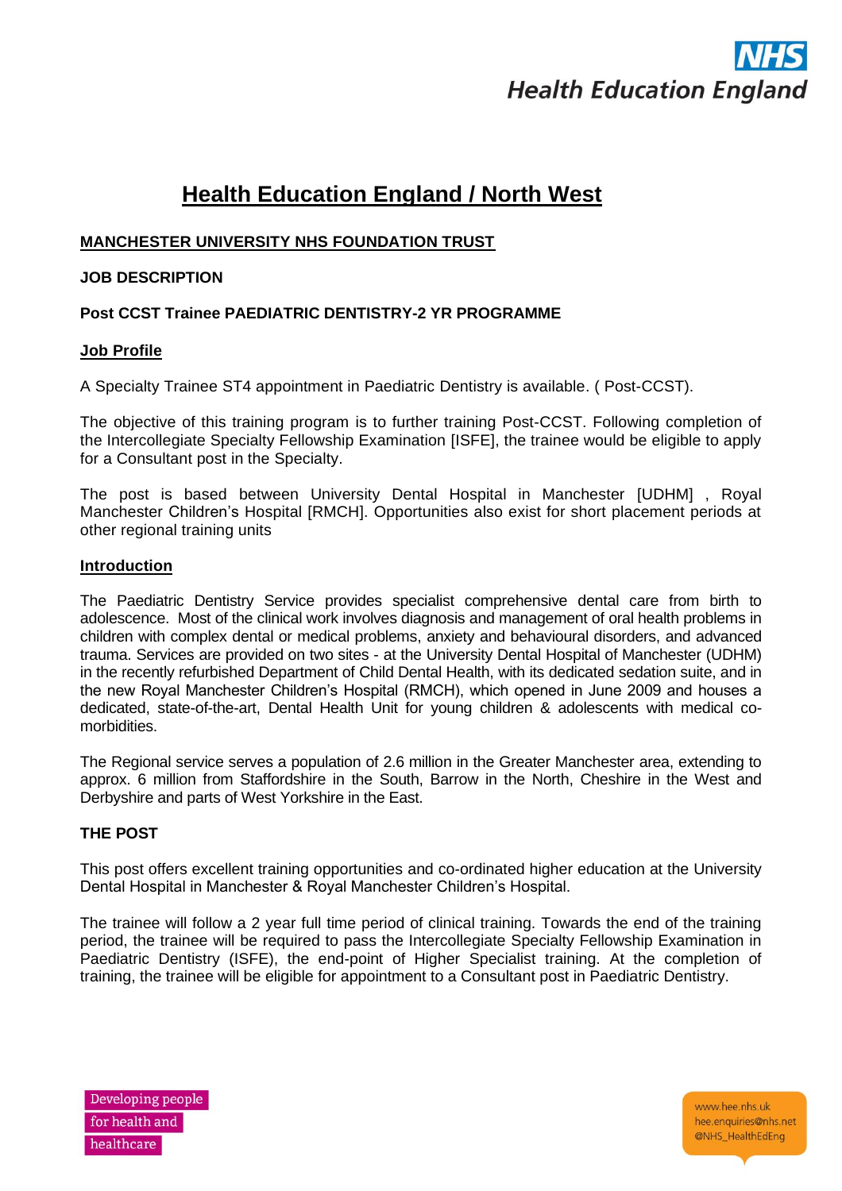# Health Education England / North West

**MANCHESTER UNIVERSITY NHS FOUNDATION TRUST**

**JOB DESCRIPTION**

**Post CCST Trainee PAEDIATRIC DENTISTRY-2 YR PROGRAMME**

## Job Profile

A Specialty Trainee ST4 appointment in Paediatric Dentistry is available. ( Post-CCST).

The objective of this training program is to further training Post-CCST. Following completion of the Intercollegiate Specialty Fellowship Examination [ISFE], the trainee would be eligible to apply for a Consultant post in the Specialty.

The post is based between University Dental Hospital in Manchester [UDHM] , Royal Manchester Children's Hospital [RMCH]. Opportunities also exist for short placement periods at other regional training units

## Introduction

The Paediatric Dentistry Service provides specialist comprehensive dental care from birth to adolescence. Most of the clinical work involves diagnosis and management of oral health problems in children with complex dental or medical problems, anxiety and behavioural disorders, and advanced trauma. Services are provided on two sites - at the University Dental Hospital of Manchester (UDHM) in the recently refurbished Department of Child Dental Health, with its dedicated sedation suite, and in the new Royal Manchester Children's Hospital (RMCH), which opened in June 2009 and houses a dedicated, state-of-the-art, Dental Health Unit for young children & adolescents with medical co-morbidities.

The Regional service serves a population of 2.6 million in the Greater Manchester area, extending to approx. 6 million from Staffordshire in the South, Barrow in the North, Cheshire in the West and Derbyshire and parts of West Yorkshire in the East.

## THE POST

This post offers excellent training opportunities and co-ordinated higher education at the University Dental Hospital in Manchester & Royal Manchester Children's Hospital.

The trainee will follow a 2 year full time period of clinical training. Towards the end of the training period, the trainee will be required to pass the Intercollegiate Specialty Fellowship Examination in Paediatric Dentistry (ISFE), the end-point of Higher Specialist training. At the completion of training, the trainee will be eligible for appointment to a Consultant post in Paediatric Dentistry.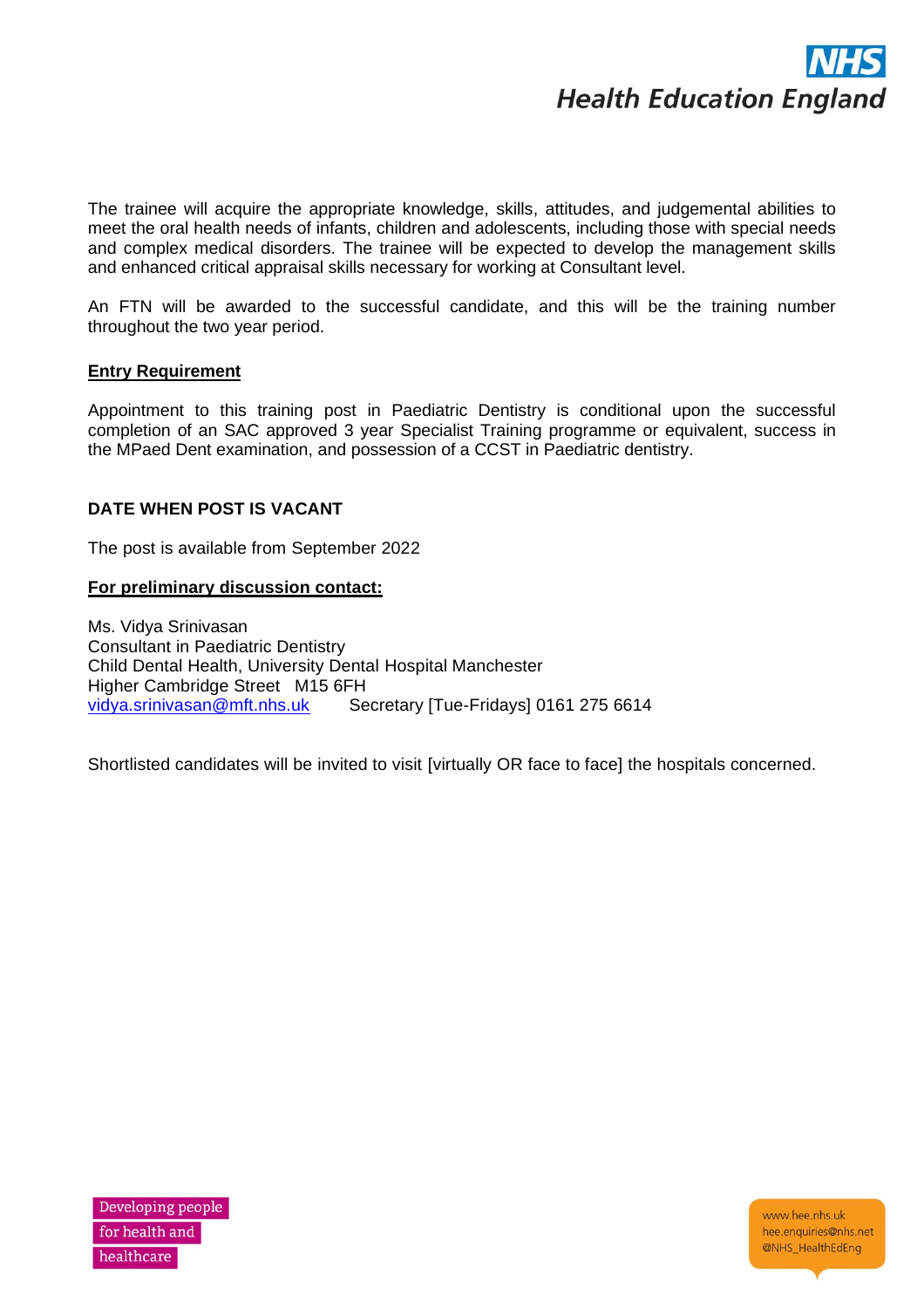The trainee will acquire the appropriate knowledge, skills, attitudes, and judgemental abilities to meet the oral health needs of infants, children and adolescents, including those with special needs and complex medical disorders. The trainee will be expected to develop the management skills and enhanced critical appraisal skills necessary for working at Consultant level.

An FTN will be awarded to the successful candidate, and this will be the training number throughout the two year period.

**Entry Requirement**

Appointment to this training post in Paediatric Dentistry is conditional upon the successful completion of an SAC approved 3 year Specialist Training programme or equivalent, success in the MPaed Dent examination, and possession of a CCST in Paediatric dentistry.

**DATE WHEN POST IS VACANT**

The post is available from September 2022

**For preliminary discussion contact:**

Ms. Vidya Srinivasan
Consultant in Paediatric Dentistry
Child Dental Health, University Dental Hospital Manchester
Higher Cambridge Street M15 6FH
vidya.srinivasan@mft.nhs.uk Secretary [Tue-Fridays] 0161 275 6614

Shortlisted candidates will be invited to visit [virtually OR face to face] the hospitals concerned.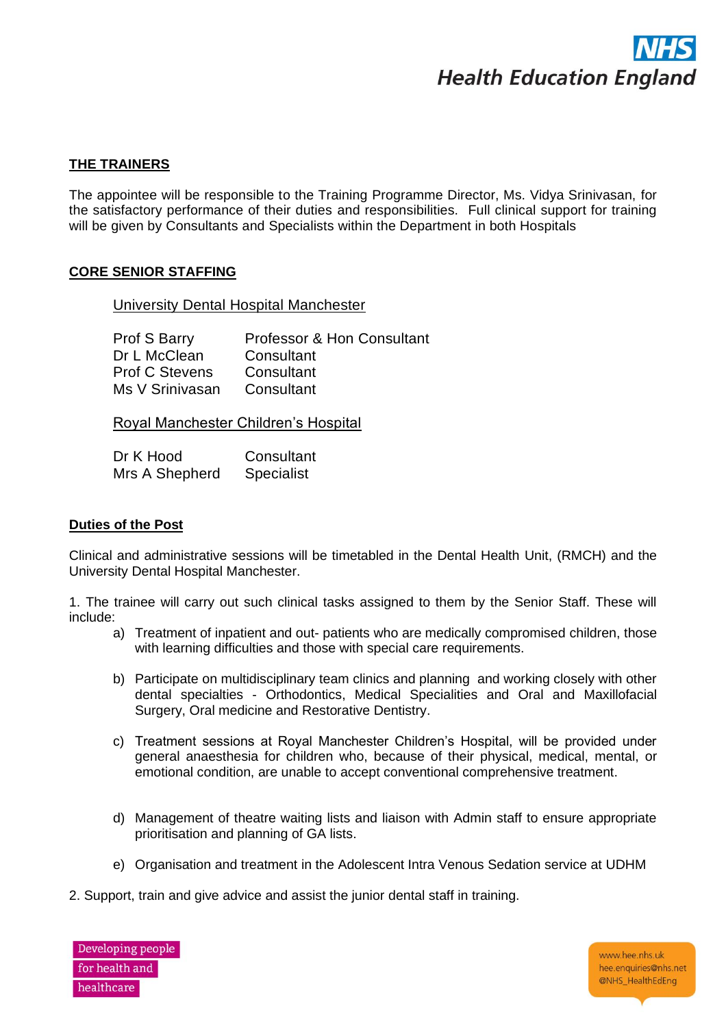## THE TRAINERS

The appointee will be responsible to the Training Programme Director, Ms. Vidya Srinivasan, for the satisfactory performance of their duties and responsibilities. Full clinical support for training will be given by Consultants and Specialists within the Department in both Hospitals

## CORE SENIOR STAFFING

University Dental Hospital Manchester

| | |
|---|---|
| Prof S Barry | Professor & Hon Consultant |
| Dr L McClean | Consultant |
| Prof C Stevens | Consultant |
| Ms V Srinivasan | Consultant |

Royal Manchester Children's Hospital

| | |
|---|---|
| Dr K Hood | Consultant |
| Mrs A Shepherd | Specialist |

## Duties of the Post

Clinical and administrative sessions will be timetabled in the Dental Health Unit, (RMCH) and the University Dental Hospital Manchester.

1. The trainee will carry out such clinical tasks assigned to them by the Senior Staff. These will include:
   a) Treatment of inpatient and out- patients who are medically compromised children, those with learning difficulties and those with special care requirements.

   b) Participate on multidisciplinary team clinics and planning and working closely with other dental specialties - Orthodontics, Medical Specialities and Oral and Maxillofacial Surgery, Oral medicine and Restorative Dentistry.

   c) Treatment sessions at Royal Manchester Children's Hospital, will be provided under general anaesthesia for children who, because of their physical, medical, mental, or emotional condition, are unable to accept conventional comprehensive treatment.

   d) Management of theatre waiting lists and liaison with Admin staff to ensure appropriate prioritisation and planning of GA lists.

   e) Organisation and treatment in the Adolescent Intra Venous Sedation service at UDHM

2. Support, train and give advice and assist the junior dental staff in training.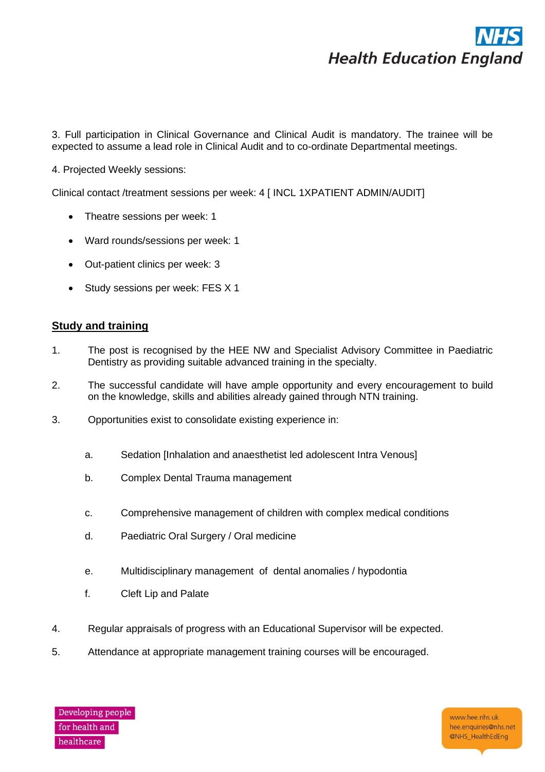3. Full participation in Clinical Governance and Clinical Audit is mandatory. The trainee will be expected to assume a lead role in Clinical Audit and to co-ordinate Departmental meetings.

4. Projected Weekly sessions:

Clinical contact /treatment sessions per week: 4 [ INCL 1XPATIENT ADMIN/AUDIT]

- Theatre sessions per week: 1
- Ward rounds/sessions per week: 1
- Out-patient clinics per week: 3
- Study sessions per week: FES X 1

## Study and training

1. The post is recognised by the HEE NW and Specialist Advisory Committee in Paediatric Dentistry as providing suitable advanced training in the specialty.
2. The successful candidate will have ample opportunity and every encouragement to build on the knowledge, skills and abilities already gained through NTN training.
3. Opportunities exist to consolidate existing experience in:
   a. Sedation [Inhalation and anaesthetist led adolescent Intra Venous]
   b. Complex Dental Trauma management
   c. Comprehensive management of children with complex medical conditions
   d. Paediatric Oral Surgery / Oral medicine
   e. Multidisciplinary management of dental anomalies / hypodontia
   f. Cleft Lip and Palate
4. Regular appraisals of progress with an Educational Supervisor will be expected.
5. Attendance at appropriate management training courses will be encouraged.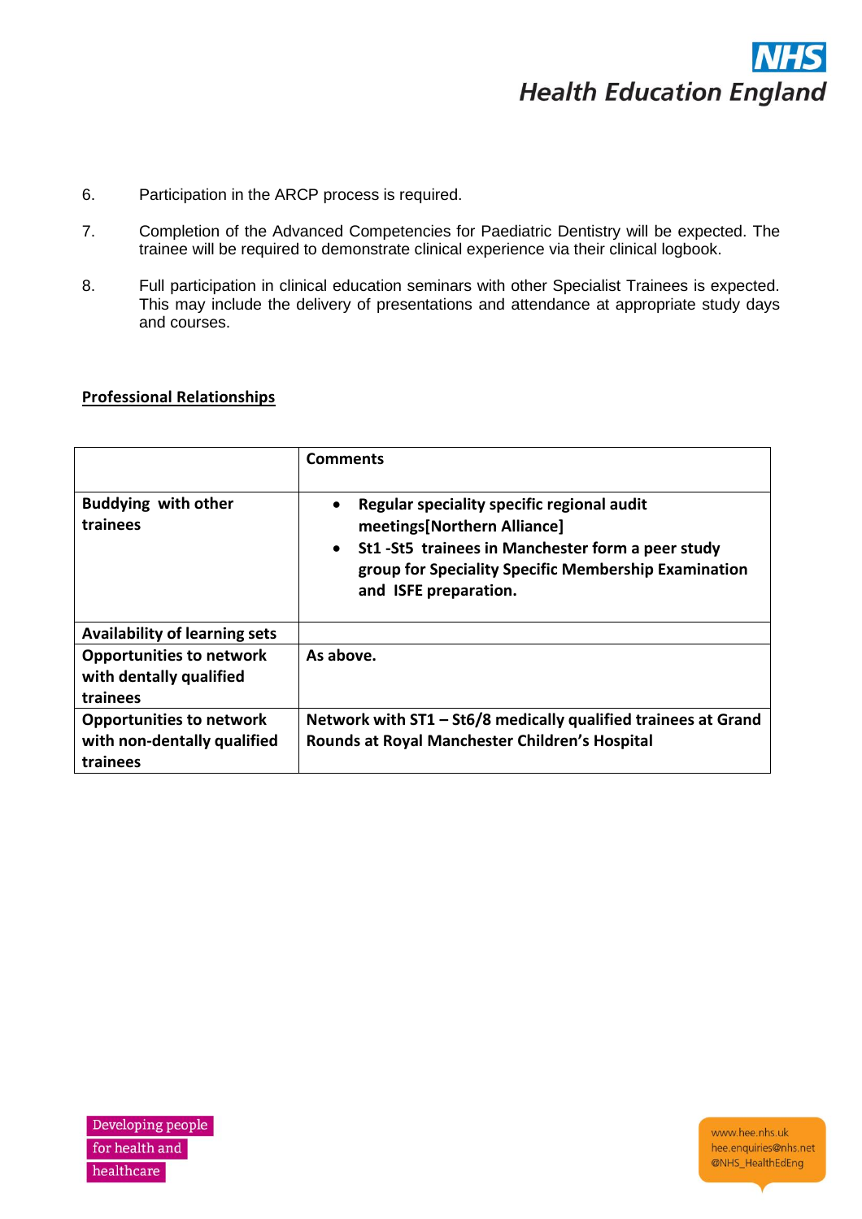6. Participation in the ARCP process is required.

7. Completion of the Advanced Competencies for Paediatric Dentistry will be expected. The trainee will be required to demonstrate clinical experience via their clinical logbook.

8. Full participation in clinical education seminars with other Specialist Trainees is expected. This may include the delivery of presentations and attendance at appropriate study days and courses.

**Professional Relationships**

| | **Comments** |
|---|---|
| **Buddying with other trainees** | • **Regular speciality specific regional audit meetings[Northern Alliance]**<br>• **St1 -St5 trainees in Manchester form a peer study group for Speciality Specific Membership Examination and ISFE preparation.** |
| **Availability of learning sets** | |
| **Opportunities to network with dentally qualified trainees** | **As above.** |
| **Opportunities to network with non-dentally qualified trainees** | **Network with ST1 – St6/8 medically qualified trainees at Grand Rounds at Royal Manchester Children's Hospital** |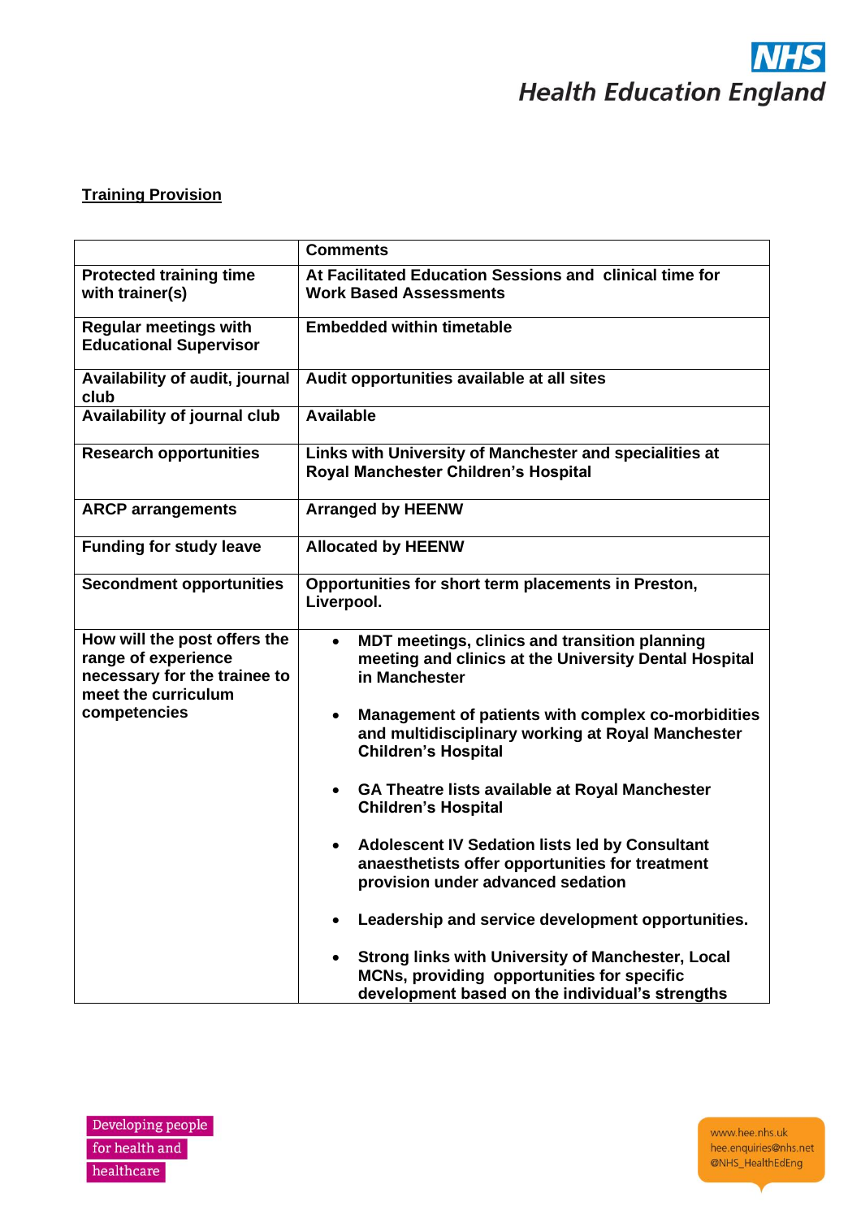**Training Provision**

| | Comments |
|---|---|
| Protected training time with trainer(s) | At Facilitated Education Sessions and clinical time for Work Based Assessments |
| Regular meetings with Educational Supervisor | Embedded within timetable |
| Availability of audit, journal club | Audit opportunities available at all sites |
| Availability of journal club | Available |
| Research opportunities | Links with University of Manchester and specialities at Royal Manchester Children's Hospital |
| ARCP arrangements | Arranged by HEENW |
| Funding for study leave | Allocated by HEENW |
| Secondment opportunities | Opportunities for short term placements in Preston, Liverpool. |
| How will the post offers the range of experience necessary for the trainee to meet the curriculum competencies | • MDT meetings, clinics and transition planning meeting and clinics at the University Dental Hospital in Manchester<br>• Management of patients with complex co-morbidities and multidisciplinary working at Royal Manchester Children's Hospital<br>• GA Theatre lists available at Royal Manchester Children's Hospital<br>• Adolescent IV Sedation lists led by Consultant anaesthetists offer opportunities for treatment provision under advanced sedation<br>• Leadership and service development opportunities.<br>• Strong links with University of Manchester, Local MCNs, providing opportunities for specific development based on the individual's strengths |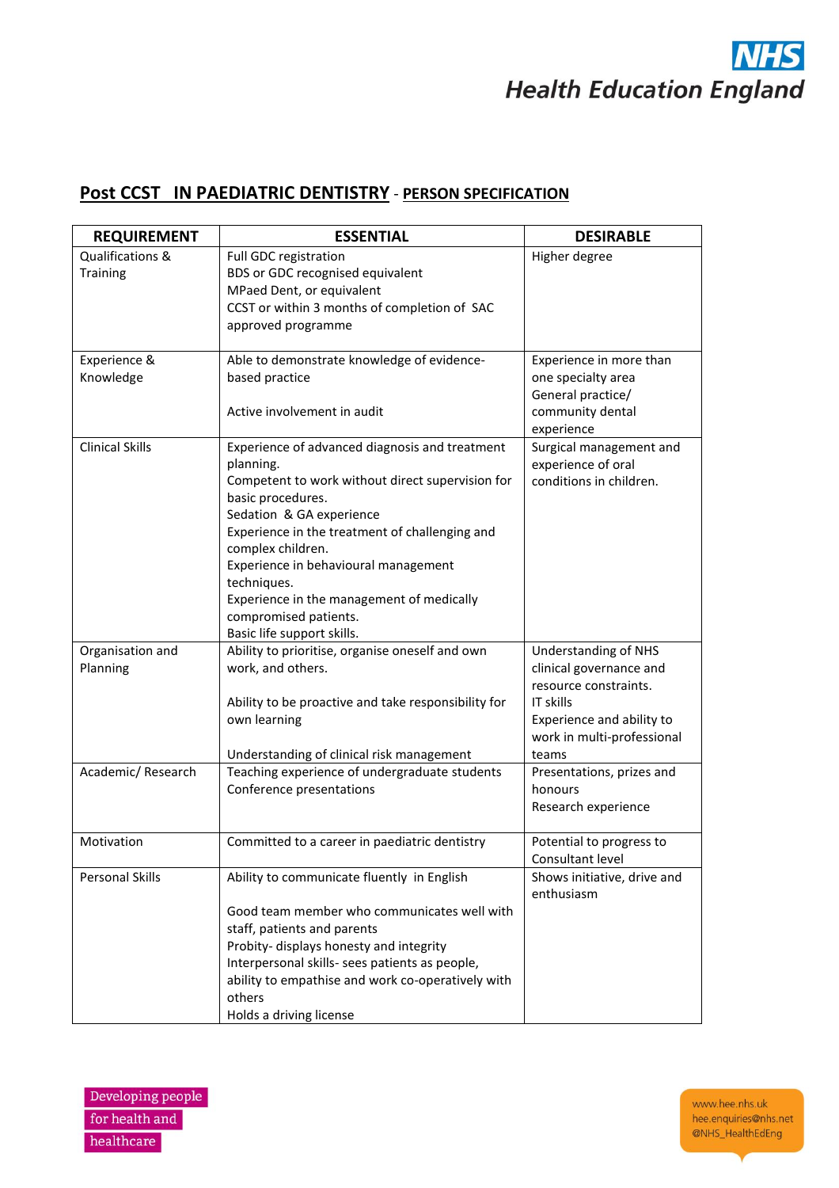## Post CCST IN PAEDIATRIC DENTISTRY - PERSON SPECIFICATION

| REQUIREMENT | ESSENTIAL | DESIRABLE |
|---|---|---|
| Qualifications & Training | Full GDC registration<br>BDS or GDC recognised equivalent<br>MPaed Dent, or equivalent<br>CCST or within 3 months of completion of SAC approved programme | Higher degree |
| Experience & Knowledge | Able to demonstrate knowledge of evidence-based practice<br><br>Active involvement in audit | Experience in more than one specialty area<br>General practice/ community dental experience |
| Clinical Skills | Experience of advanced diagnosis and treatment planning.<br>Competent to work without direct supervision for basic procedures.<br>Sedation & GA experience<br>Experience in the treatment of challenging and complex children.<br>Experience in behavioural management techniques.<br>Experience in the management of medically compromised patients.<br>Basic life support skills. | Surgical management and experience of oral conditions in children. |
| Organisation and Planning | Ability to prioritise, organise oneself and own work, and others.<br><br>Ability to be proactive and take responsibility for own learning<br><br>Understanding of clinical risk management | Understanding of NHS clinical governance and resource constraints.<br>IT skills<br>Experience and ability to work in multi-professional teams |
| Academic/ Research | Teaching experience of undergraduate students<br>Conference presentations | Presentations, prizes and honours<br>Research experience |
| Motivation | Committed to a career in paediatric dentistry | Potential to progress to Consultant level |
| Personal Skills | Ability to communicate fluently in English<br><br>Good team member who communicates well with staff, patients and parents<br>Probity- displays honesty and integrity<br>Interpersonal skills- sees patients as people, ability to empathise and work co-operatively with others<br>Holds a driving license | Shows initiative, drive and enthusiasm |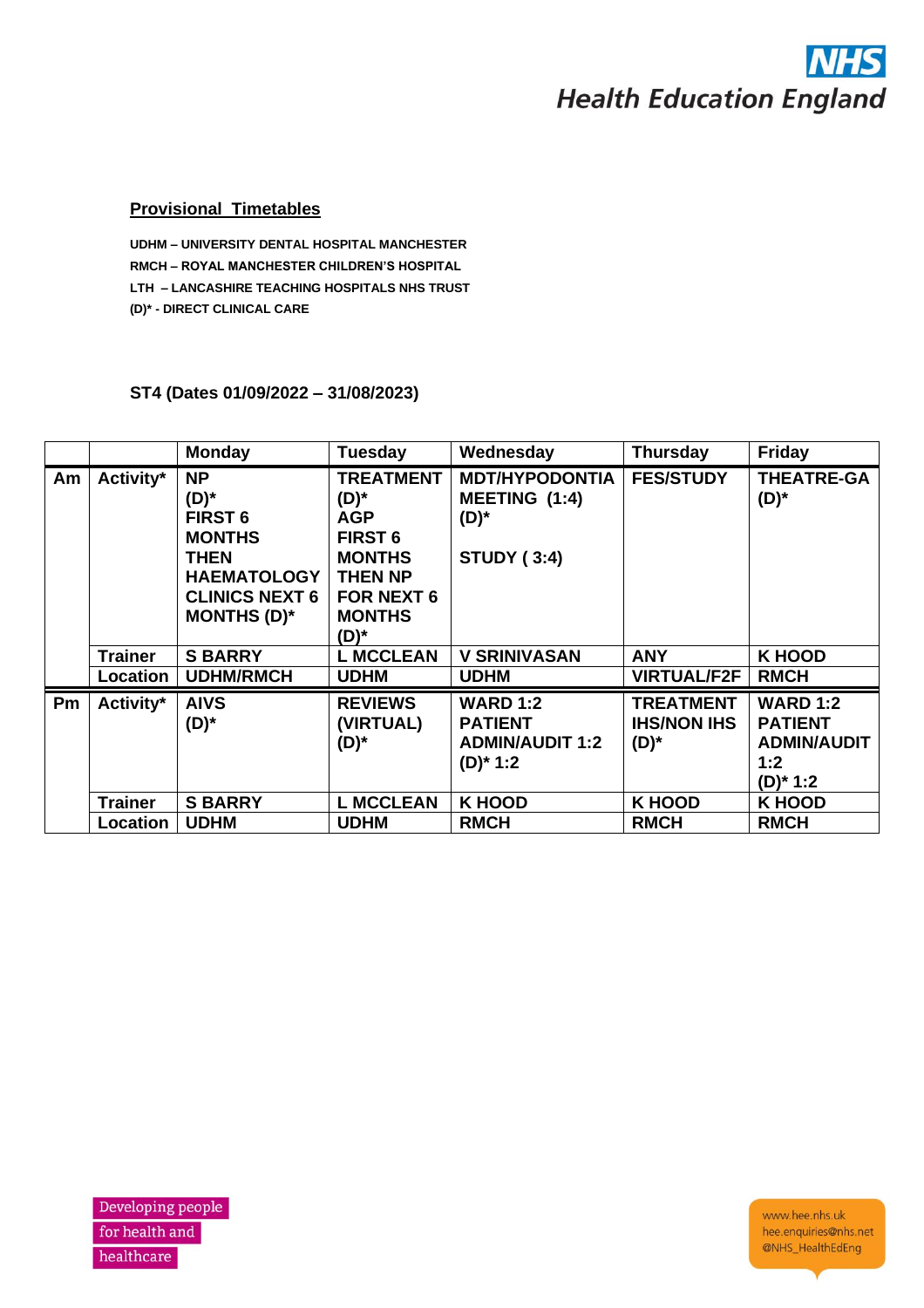## Provisional Timetables

**UDHM – UNIVERSITY DENTAL HOSPITAL MANCHESTER**
**RMCH – ROYAL MANCHESTER CHILDREN'S HOSPITAL**
**LTH – LANCASHIRE TEACHING HOSPITALS NHS TRUST**
**(D)* - DIRECT CLINICAL CARE**

### ST4 (Dates 01/09/2022 – 31/08/2023)

| | | Monday | Tuesday | Wednesday | Thursday | Friday |
|---|---|---|---|---|---|---|
| Am | Activity* | NP (D)* FIRST 6 MONTHS THEN HAEMATOLOGY CLINICS NEXT 6 MONTHS (D)* | TREATMENT (D)* AGP FIRST 6 MONTHS THEN NP FOR NEXT 6 MONTHS (D)* | MDT/HYPODONTIA MEETING (1:4) (D)* STUDY ( 3:4) | FES/STUDY | THEATRE-GA (D)* |
| | Trainer | S BARRY | L MCCLEAN | V SRINIVASAN | ANY | K HOOD |
| | Location | UDHM/RMCH | UDHM | UDHM | VIRTUAL/F2F | RMCH |
| Pm | Activity* | AIVS (D)* | REVIEWS (VIRTUAL) (D)* | WARD 1:2 PATIENT ADMIN/AUDIT 1:2 (D)* 1:2 | TREATMENT IHS/NON IHS (D)* | WARD 1:2 PATIENT ADMIN/AUDIT 1:2 (D)* 1:2 |
| | Trainer | S BARRY | L MCCLEAN | K HOOD | K HOOD | K HOOD |
| | Location | UDHM | UDHM | RMCH | RMCH | RMCH |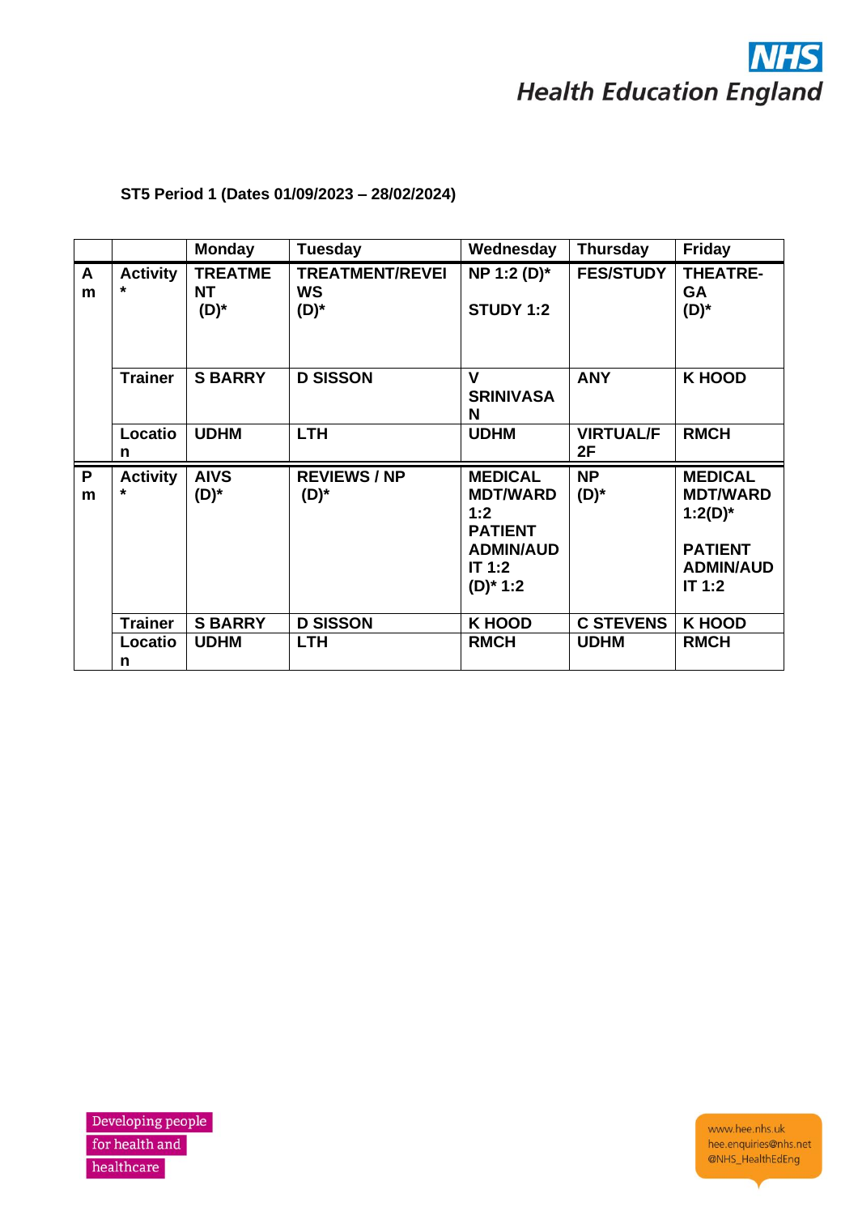**ST5 Period 1 (Dates 01/09/2023 – 28/02/2024)**

| | | Monday | Tuesday | Wednesday | Thursday | Friday |
|---|---|---|---|---|---|---|
| **Am** | **Activity*** | **TREATMENT (D)*** | **TREATMENT/REVEIWS (D)*** | **NP 1:2 (D)* STUDY 1:2** | **FES/STUDY** | **THEATRE-GA (D)*** |
| | **Trainer** | **S BARRY** | **D SISSON** | **V SRINIVASAN** | **ANY** | **K HOOD** |
| | **Location** | **UDHM** | **LTH** | **UDHM** | **VIRTUAL/F2F** | **RMCH** |
| **Pm** | **Activity*** | **AIVS (D)*** | **REVIEWS / NP (D)*** | **MEDICAL MDT/WARD 1:2 PATIENT ADMIN/AUDIT 1:2 (D)* 1:2** | **NP (D)*** | **MEDICAL MDT/WARD 1:2(D)* PATIENT ADMIN/AUDIT 1:2** |
| | **Trainer** | **S BARRY** | **D SISSON** | **K HOOD** | **C STEVENS** | **K HOOD** |
| | **Location** | **UDHM** | **LTH** | **RMCH** | **UDHM** | **RMCH** |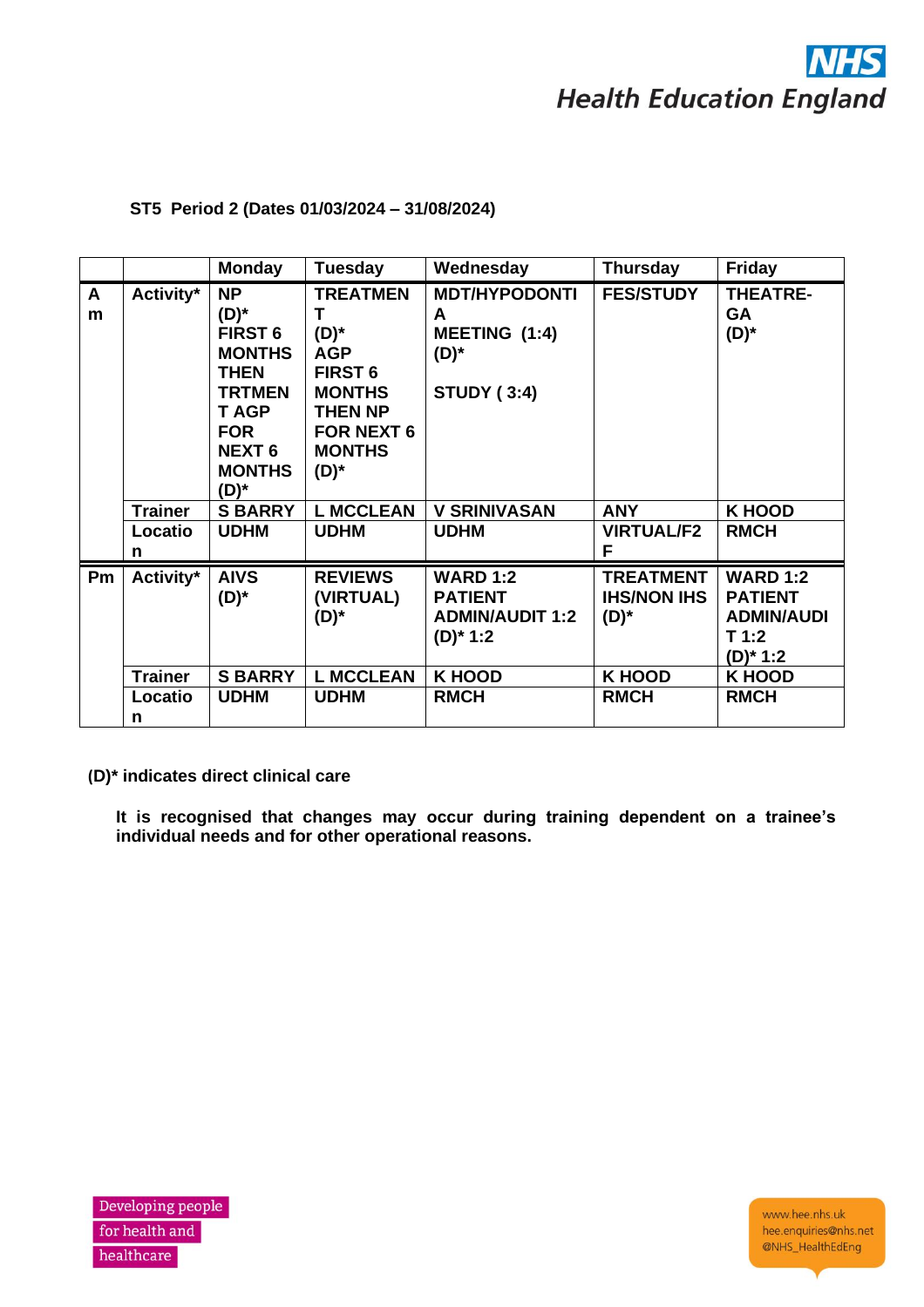**ST5 Period 2 (Dates 01/03/2024 – 31/08/2024)**

| | | Monday | Tuesday | Wednesday | Thursday | Friday |
|---|---|---|---|---|---|---|
| Am | Activity* | NP (D)* FIRST 6 MONTHS THEN TRTMENT AGP FOR NEXT 6 MONTHS (D)* | TREATMENT (D)* AGP FIRST 6 MONTHS THEN NP FOR NEXT 6 MONTHS (D)* | MDT/HYPODONTIA MEETING (1:4) (D)* STUDY ( 3:4) | FES/STUDY | THEATRE-GA (D)* |
| | Trainer | S BARRY | L MCCLEAN | V SRINIVASAN | ANY | K HOOD |
| | Location | UDHM | UDHM | UDHM | VIRTUAL/F2F | RMCH |
| Pm | Activity* | AIVS (D)* | REVIEWS (VIRTUAL) (D)* | WARD 1:2 PATIENT ADMIN/AUDIT 1:2 (D)* 1:2 | TREATMENT IHS/NON IHS (D)* | WARD 1:2 PATIENT ADMIN/AUDIT 1:2 (D)* 1:2 |
| | Trainer | S BARRY | L MCCLEAN | K HOOD | K HOOD | K HOOD |
| | Location | UDHM | UDHM | RMCH | RMCH | RMCH |

**(D)* indicates direct clinical care**

**It is recognised that changes may occur during training dependent on a trainee's individual needs and for other operational reasons.**